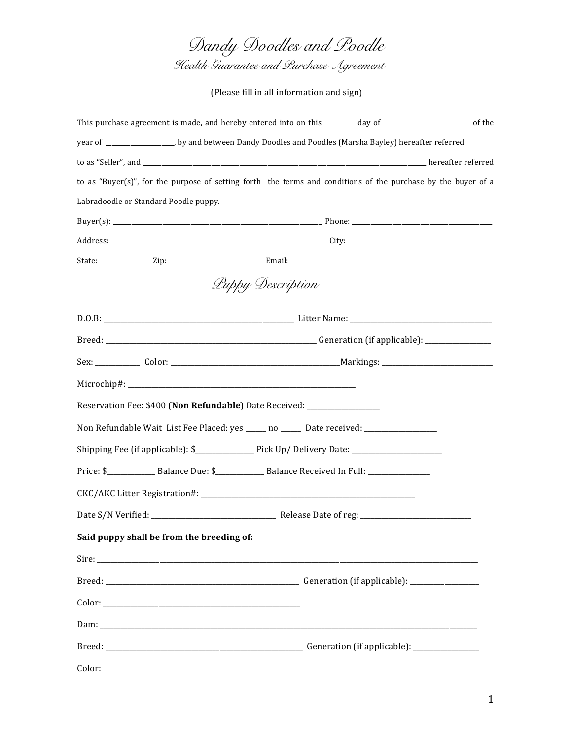# Dandy Doodles and Poodle

## Health Guarantee and Purchase Agreement

(Please fill in all information and sign)

This purchase agreement is made, and hereby entered into on this _________ day of ____________________________ of the year of ______________________, by and between Dandy Doodles and Poodles (Marsha Bayley) hereafter referred to as "Seller", and ______________________________________________________________________________________________ hereafter referred to as "Buyer(s)", for the purpose of setting forth the terms and conditions of the purchase by the buyer of a Labradoodle or Standard Poodle puppy.

Buyer(s): ____________________________________________________________________ Phone: ________________________________________________

Address: ______________________________________________________________________ City: _________________________________________________

State: ________________ Zip: ______________________________ Email: ______________________________________________________________________

## Puppy Description

D.O.B: ________________________________________________________ Litter Name: __________________________________________

Breed: _______________________________________________________________ Generation (if applicable): ___________________

Sex: _____________ Color: _________________________________________________Markings: _________________________________

Microchip#: ____________________________________________________________________

Reservation Fee: $400 (**Non Refundable**) Date Received: ______________________

Non Refundable Wait List Fee Placed: yes ______ no ______ Date received: _____________________

Shipping Fee (if applicable): $_________________ Pick Up/ Delivery Date: __________________________

Price: $______________ Balance Due: $______________ Balance Received In Full: __________________

CKC/AKC Litter Registration#: _________________________________________________________________

Date S/N Verified: ______________________________________ Release Date of reg: _________________________________

**Said puppy shall be from the breeding of:**

Sire: ____________________________________________________________________________________________________________________

Breed: ___________________________________________________________ Generation (if applicable): ____________________

Color: ____________________________________________________________

Dam: ____________________________________________________________________________________________________________________

Breed: ____________________________________________________________ Generation (if applicable): ____________________

Color: __________________________________________________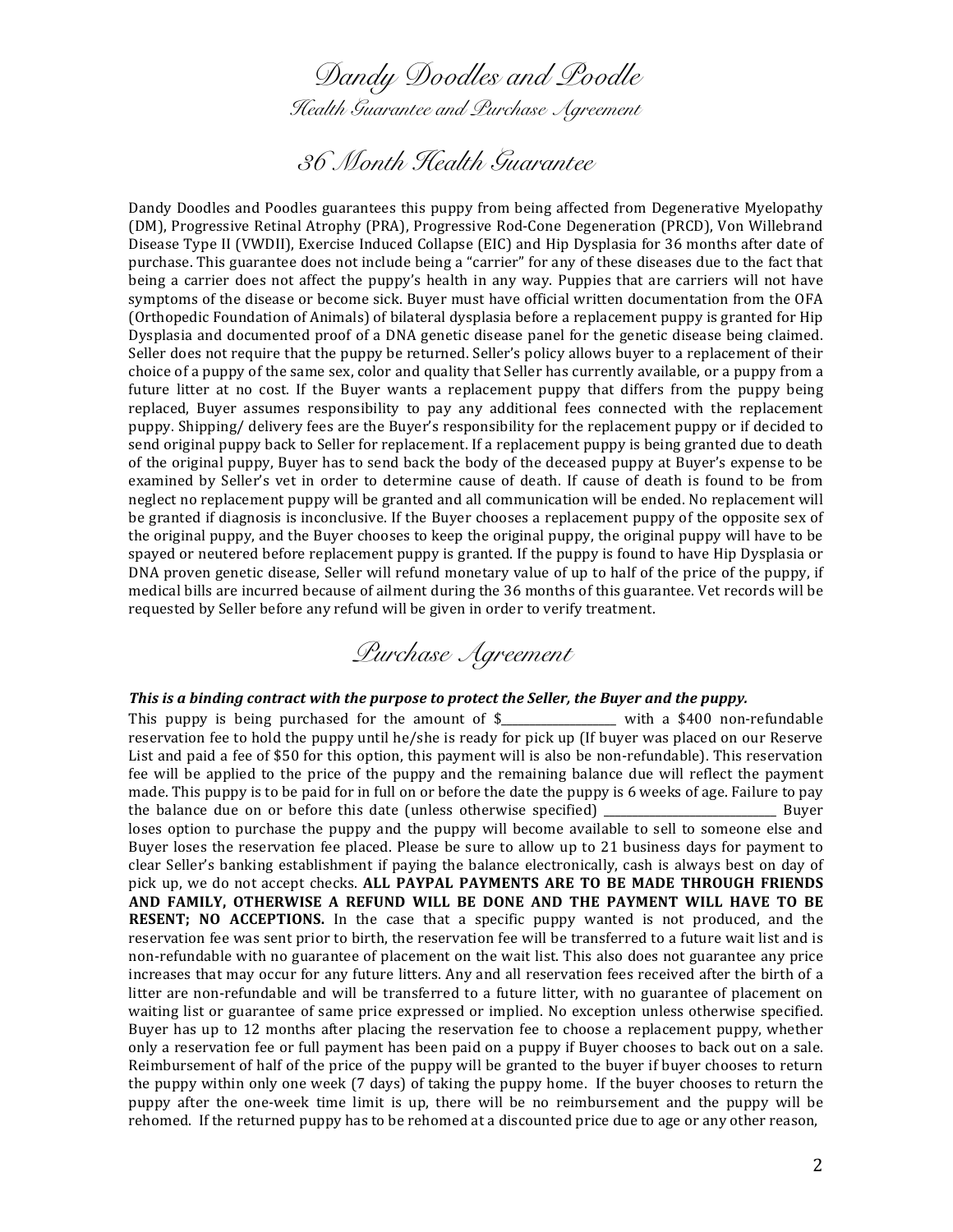# Dandy Doodles and Poodle

*Health Guarantee and Purchase Agreement*

## 36 Month Health Guarantee

Dandy Doodles and Poodles guarantees this puppy from being affected from Degenerative Myelopathy (DM), Progressive Retinal Atrophy (PRA), Progressive Rod-Cone Degeneration (PRCD), Von Willebrand Disease Type II (VWDII), Exercise Induced Collapse (EIC) and Hip Dysplasia for 36 months after date of purchase. This guarantee does not include being a "carrier" for any of these diseases due to the fact that being a carrier does not affect the puppy's health in any way. Puppies that are carriers will not have symptoms of the disease or become sick. Buyer must have official written documentation from the OFA (Orthopedic Foundation of Animals) of bilateral dysplasia before a replacement puppy is granted for Hip Dysplasia and documented proof of a DNA genetic disease panel for the genetic disease being claimed. Seller does not require that the puppy be returned. Seller's policy allows buyer to a replacement of their choice of a puppy of the same sex, color and quality that Seller has currently available, or a puppy from a future litter at no cost. If the Buyer wants a replacement puppy that differs from the puppy being replaced, Buyer assumes responsibility to pay any additional fees connected with the replacement puppy. Shipping/ delivery fees are the Buyer's responsibility for the replacement puppy or if decided to send original puppy back to Seller for replacement. If a replacement puppy is being granted due to death of the original puppy, Buyer has to send back the body of the deceased puppy at Buyer's expense to be examined by Seller's vet in order to determine cause of death. If cause of death is found to be from neglect no replacement puppy will be granted and all communication will be ended. No replacement will be granted if diagnosis is inconclusive. If the Buyer chooses a replacement puppy of the opposite sex of the original puppy, and the Buyer chooses to keep the original puppy, the original puppy will have to be spayed or neutered before replacement puppy is granted. If the puppy is found to have Hip Dysplasia or DNA proven genetic disease, Seller will refund monetary value of up to half of the price of the puppy, if medical bills are incurred because of ailment during the 36 months of this guarantee. Vet records will be requested by Seller before any refund will be given in order to verify treatment.

## Purchase Agreement

***This is a binding contract with the purpose to protect the Seller, the Buyer and the puppy.***

This puppy is being purchased for the amount of $__________________ with a $400 non-refundable reservation fee to hold the puppy until he/she is ready for pick up (If buyer was placed on our Reserve List and paid a fee of $50 for this option, this payment will is also be non-refundable). This reservation fee will be applied to the price of the puppy and the remaining balance due will reflect the payment made. This puppy is to be paid for in full on or before the date the puppy is 6 weeks of age. Failure to pay the balance due on or before this date (unless otherwise specified) __________________________ Buyer loses option to purchase the puppy and the puppy will become available to sell to someone else and Buyer loses the reservation fee placed. Please be sure to allow up to 21 business days for payment to clear Seller's banking establishment if paying the balance electronically, cash is always best on day of pick up, we do not accept checks. **ALL PAYPAL PAYMENTS ARE TO BE MADE THROUGH FRIENDS AND FAMILY, OTHERWISE A REFUND WILL BE DONE AND THE PAYMENT WILL HAVE TO BE RESENT; NO ACCEPTIONS.** In the case that a specific puppy wanted is not produced, and the reservation fee was sent prior to birth, the reservation fee will be transferred to a future wait list and is non-refundable with no guarantee of placement on the wait list. This also does not guarantee any price increases that may occur for any future litters. Any and all reservation fees received after the birth of a litter are non-refundable and will be transferred to a future litter, with no guarantee of placement on waiting list or guarantee of same price expressed or implied. No exception unless otherwise specified. Buyer has up to 12 months after placing the reservation fee to choose a replacement puppy, whether only a reservation fee or full payment has been paid on a puppy if Buyer chooses to back out on a sale. Reimbursement of half of the price of the puppy will be granted to the buyer if buyer chooses to return the puppy within only one week (7 days) of taking the puppy home. If the buyer chooses to return the puppy after the one-week time limit is up, there will be no reimbursement and the puppy will be rehomed. If the returned puppy has to be rehomed at a discounted price due to age or any other reason,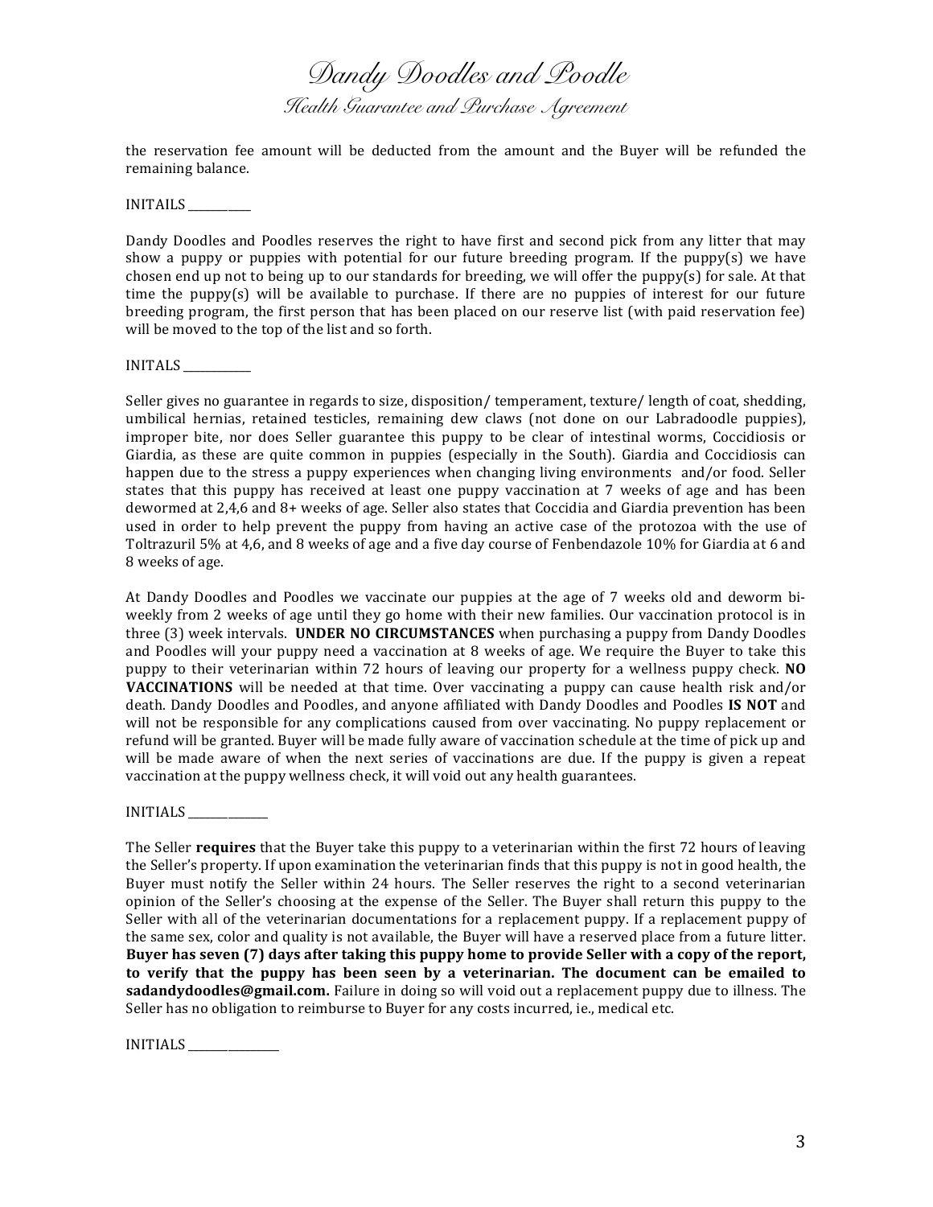the reservation fee amount will be deducted from the amount and the Buyer will be refunded the remaining balance.

INITAILS ___________

Dandy Doodles and Poodles reserves the right to have first and second pick from any litter that may show a puppy or puppies with potential for our future breeding program. If the puppy(s) we have chosen end up not to being up to our standards for breeding, we will offer the puppy(s) for sale. At that time the puppy(s) will be available to purchase. If there are no puppies of interest for our future breeding program, the first person that has been placed on our reserve list (with paid reservation fee) will be moved to the top of the list and so forth.

INITALS ____________

Seller gives no guarantee in regards to size, disposition/ temperament, texture/ length of coat, shedding, umbilical hernias, retained testicles, remaining dew claws (not done on our Labradoodle puppies), improper bite, nor does Seller guarantee this puppy to be clear of intestinal worms, Coccidiosis or Giardia, as these are quite common in puppies (especially in the South). Giardia and Coccidiosis can happen due to the stress a puppy experiences when changing living environments and/or food. Seller states that this puppy has received at least one puppy vaccination at 7 weeks of age and has been dewormed at 2,4,6 and 8+ weeks of age. Seller also states that Coccidia and Giardia prevention has been used in order to help prevent the puppy from having an active case of the protozoa with the use of Toltrazuril 5% at 4,6, and 8 weeks of age and a five day course of Fenbendazole 10% for Giardia at 6 and 8 weeks of age.

At Dandy Doodles and Poodles we vaccinate our puppies at the age of 7 weeks old and deworm bi-weekly from 2 weeks of age until they go home with their new families. Our vaccination protocol is in three (3) week intervals. **UNDER NO CIRCUMSTANCES** when purchasing a puppy from Dandy Doodles and Poodles will your puppy need a vaccination at 8 weeks of age. We require the Buyer to take this puppy to their veterinarian within 72 hours of leaving our property for a wellness puppy check. **NO VACCINATIONS** will be needed at that time. Over vaccinating a puppy can cause health risk and/or death. Dandy Doodles and Poodles, and anyone affiliated with Dandy Doodles and Poodles **IS NOT** and will not be responsible for any complications caused from over vaccinating. No puppy replacement or refund will be granted. Buyer will be made fully aware of vaccination schedule at the time of pick up and will be made aware of when the next series of vaccinations are due. If the puppy is given a repeat vaccination at the puppy wellness check, it will void out any health guarantees.

INITIALS ______________

The Seller **requires** that the Buyer take this puppy to a veterinarian within the first 72 hours of leaving the Seller's property. If upon examination the veterinarian finds that this puppy is not in good health, the Buyer must notify the Seller within 24 hours. The Seller reserves the right to a second veterinarian opinion of the Seller's choosing at the expense of the Seller. The Buyer shall return this puppy to the Seller with all of the veterinarian documentations for a replacement puppy. If a replacement puppy of the same sex, color and quality is not available, the Buyer will have a reserved place from a future litter. **Buyer has seven (7) days after taking this puppy home to provide Seller with a copy of the report, to verify that the puppy has been seen by a veterinarian. The document can be emailed to sadandydoodles@gmail.com.** Failure in doing so will void out a replacement puppy due to illness. The Seller has no obligation to reimburse to Buyer for any costs incurred, ie., medical etc.

INITIALS _______________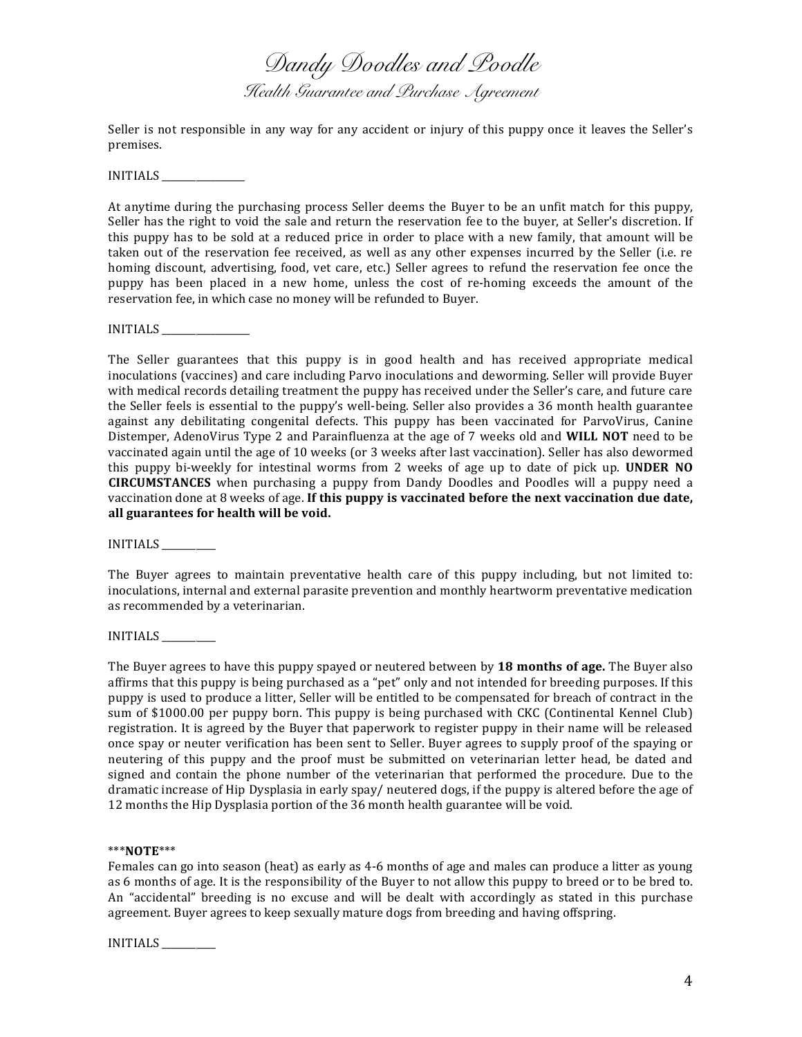Seller is not responsible in any way for any accident or injury of this puppy once it leaves the Seller's premises.

INITIALS ________________

At anytime during the purchasing process Seller deems the Buyer to be an unfit match for this puppy, Seller has the right to void the sale and return the reservation fee to the buyer, at Seller's discretion. If this puppy has to be sold at a reduced price in order to place with a new family, that amount will be taken out of the reservation fee received, as well as any other expenses incurred by the Seller (i.e. re homing discount, advertising, food, vet care, etc.) Seller agrees to refund the reservation fee once the puppy has been placed in a new home, unless the cost of re-homing exceeds the amount of the reservation fee, in which case no money will be refunded to Buyer.

INITIALS ________________

The Seller guarantees that this puppy is in good health and has received appropriate medical inoculations (vaccines) and care including Parvo inoculations and deworming. Seller will provide Buyer with medical records detailing treatment the puppy has received under the Seller's care, and future care the Seller feels is essential to the puppy's well-being. Seller also provides a 36 month health guarantee against any debilitating congenital defects. This puppy has been vaccinated for ParvoVirus, Canine Distemper, AdenoVirus Type 2 and Parainfluenza at the age of 7 weeks old and **WILL NOT** need to be vaccinated again until the age of 10 weeks (or 3 weeks after last vaccination). Seller has also dewormed this puppy bi-weekly for intestinal worms from 2 weeks of age up to date of pick up. **UNDER NO CIRCUMSTANCES** when purchasing a puppy from Dandy Doodles and Poodles will a puppy need a vaccination done at 8 weeks of age. **If this puppy is vaccinated before the next vaccination due date, all guarantees for health will be void.**

INITIALS __________

The Buyer agrees to maintain preventative health care of this puppy including, but not limited to: inoculations, internal and external parasite prevention and monthly heartworm preventative medication as recommended by a veterinarian.

INITIALS __________

The Buyer agrees to have this puppy spayed or neutered between by **18 months of age.** The Buyer also affirms that this puppy is being purchased as a "pet" only and not intended for breeding purposes. If this puppy is used to produce a litter, Seller will be entitled to be compensated for breach of contract in the sum of $1000.00 per puppy born. This puppy is being purchased with CKC (Continental Kennel Club) registration. It is agreed by the Buyer that paperwork to register puppy in their name will be released once spay or neuter verification has been sent to Seller. Buyer agrees to supply proof of the spaying or neutering of this puppy and the proof must be submitted on veterinarian letter head, be dated and signed and contain the phone number of the veterinarian that performed the procedure. Due to the dramatic increase of Hip Dysplasia in early spay/ neutered dogs, if the puppy is altered before the age of 12 months the Hip Dysplasia portion of the 36 month health guarantee will be void.

***NOTE***

Females can go into season (heat) as early as 4-6 months of age and males can produce a litter as young as 6 months of age. It is the responsibility of the Buyer to not allow this puppy to breed or to be bred to. An "accidental" breeding is no excuse and will be dealt with accordingly as stated in this purchase agreement. Buyer agrees to keep sexually mature dogs from breeding and having offspring.

INITIALS __________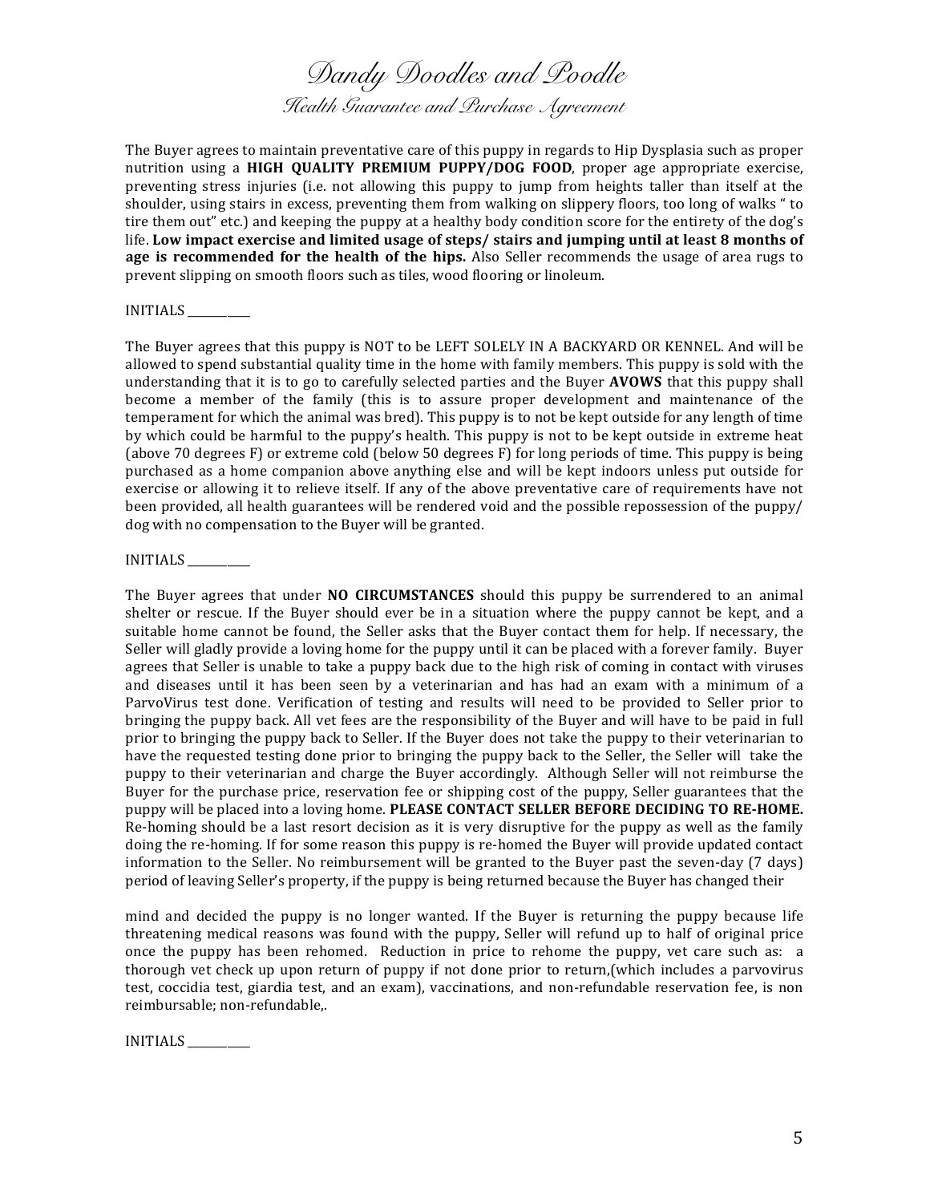# *Dandy Doodles and Poodle*

## *Health Guarantee and Purchase Agreement*

The Buyer agrees to maintain preventative care of this puppy in regards to Hip Dysplasia such as proper nutrition using a **HIGH QUALITY PREMIUM PUPPY/DOG FOOD**, proper age appropriate exercise, preventing stress injuries (i.e. not allowing this puppy to jump from heights taller than itself at the shoulder, using stairs in excess, preventing them from walking on slippery floors, too long of walks " to tire them out" etc.) and keeping the puppy at a healthy body condition score for the entirety of the dog's life. **Low impact exercise and limited usage of steps/ stairs and jumping until at least 8 months of age is recommended for the health of the hips.** Also Seller recommends the usage of area rugs to prevent slipping on smooth floors such as tiles, wood flooring or linoleum.

INITIALS ________

The Buyer agrees that this puppy is NOT to be LEFT SOLELY IN A BACKYARD OR KENNEL. And will be allowed to spend substantial quality time in the home with family members. This puppy is sold with the understanding that it is to go to carefully selected parties and the Buyer **AVOWS** that this puppy shall become a member of the family (this is to assure proper development and maintenance of the temperament for which the animal was bred). This puppy is to not be kept outside for any length of time by which could be harmful to the puppy's health. This puppy is not to be kept outside in extreme heat (above 70 degrees F) or extreme cold (below 50 degrees F) for long periods of time. This puppy is being purchased as a home companion above anything else and will be kept indoors unless put outside for exercise or allowing it to relieve itself. If any of the above preventative care of requirements have not been provided, all health guarantees will be rendered void and the possible repossession of the puppy/ dog with no compensation to the Buyer will be granted.

INITIALS ________

The Buyer agrees that under **NO CIRCUMSTANCES** should this puppy be surrendered to an animal shelter or rescue. If the Buyer should ever be in a situation where the puppy cannot be kept, and a suitable home cannot be found, the Seller asks that the Buyer contact them for help. If necessary, the Seller will gladly provide a loving home for the puppy until it can be placed with a forever family. Buyer agrees that Seller is unable to take a puppy back due to the high risk of coming in contact with viruses and diseases until it has been seen by a veterinarian and has had an exam with a minimum of a ParvoVirus test done. Verification of testing and results will need to be provided to Seller prior to bringing the puppy back. All vet fees are the responsibility of the Buyer and will have to be paid in full prior to bringing the puppy back to Seller. If the Buyer does not take the puppy to their veterinarian to have the requested testing done prior to bringing the puppy back to the Seller, the Seller will take the puppy to their veterinarian and charge the Buyer accordingly. Although Seller will not reimburse the Buyer for the purchase price, reservation fee or shipping cost of the puppy, Seller guarantees that the puppy will be placed into a loving home. **PLEASE CONTACT SELLER BEFORE DECIDING TO RE-HOME.** Re-homing should be a last resort decision as it is very disruptive for the puppy as well as the family doing the re-homing. If for some reason this puppy is re-homed the Buyer will provide updated contact information to the Seller. No reimbursement will be granted to the Buyer past the seven-day (7 days) period of leaving Seller's property, if the puppy is being returned because the Buyer has changed their

mind and decided the puppy is no longer wanted. If the Buyer is returning the puppy because life threatening medical reasons was found with the puppy, Seller will refund up to half of original price once the puppy has been rehomed. Reduction in price to rehome the puppy, vet care such as: a thorough vet check up upon return of puppy if not done prior to return,(which includes a parvovirus test, coccidia test, giardia test, and an exam), vaccinations, and non-refundable reservation fee, is non reimbursable; non-refundable,.

INITIALS ________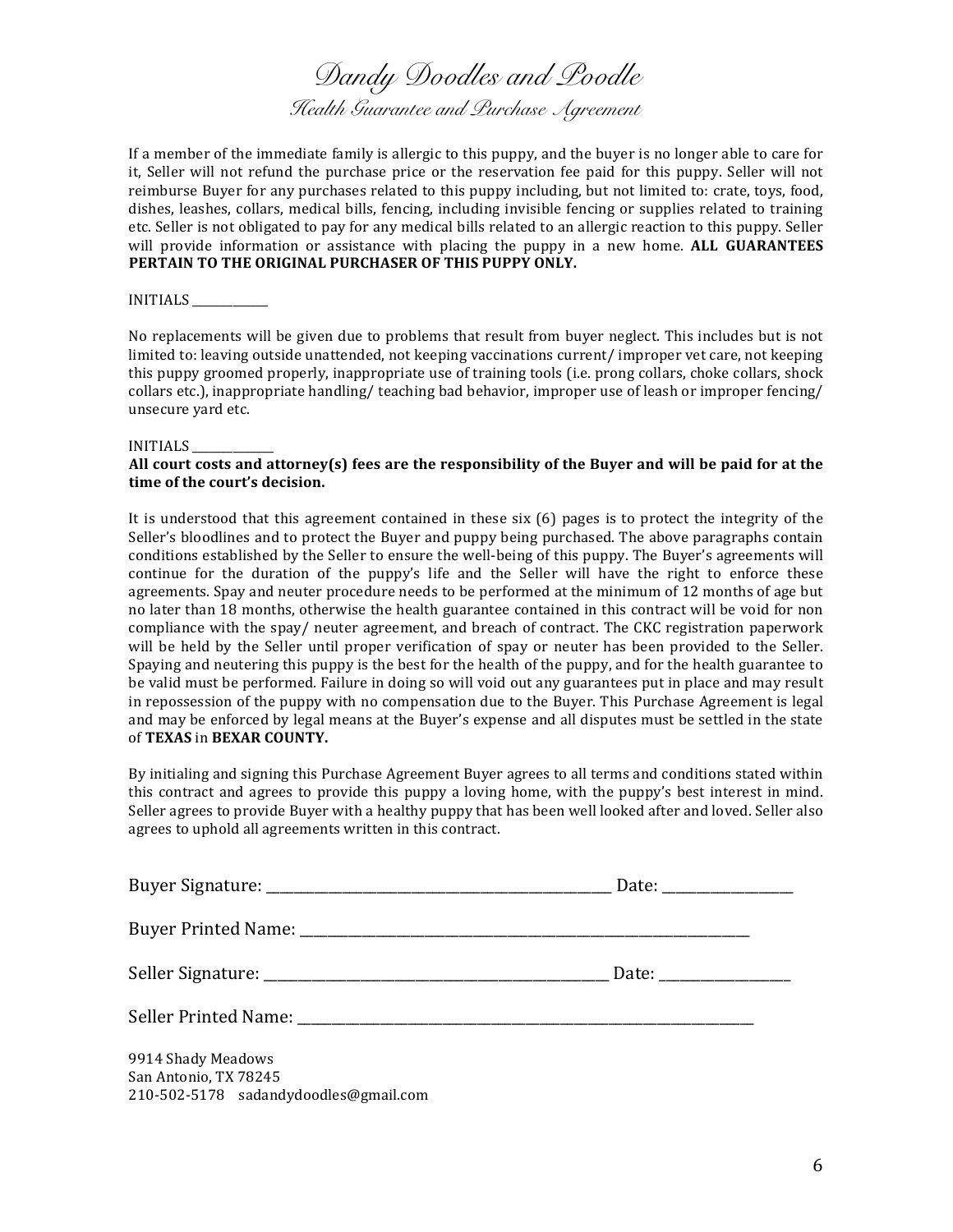# Dandy Doodles and Poodle

## Health Guarantee and Purchase Agreement

If a member of the immediate family is allergic to this puppy, and the buyer is no longer able to care for it, Seller will not refund the purchase price or the reservation fee paid for this puppy. Seller will not reimburse Buyer for any purchases related to this puppy including, but not limited to: crate, toys, food, dishes, leashes, collars, medical bills, fencing, including invisible fencing or supplies related to training etc. Seller is not obligated to pay for any medical bills related to an allergic reaction to this puppy. Seller will provide information or assistance with placing the puppy in a new home. **ALL GUARANTEES PERTAIN TO THE ORIGINAL PURCHASER OF THIS PUPPY ONLY.**

INITIALS ____________

No replacements will be given due to problems that result from buyer neglect. This includes but is not limited to: leaving outside unattended, not keeping vaccinations current/ improper vet care, not keeping this puppy groomed properly, inappropriate use of training tools (i.e. prong collars, choke collars, shock collars etc.), inappropriate handling/ teaching bad behavior, improper use of leash or improper fencing/ unsecure yard etc.

INITIALS ____________

**All court costs and attorney(s) fees are the responsibility of the Buyer and will be paid for at the time of the court's decision.**

It is understood that this agreement contained in these six (6) pages is to protect the integrity of the Seller's bloodlines and to protect the Buyer and puppy being purchased. The above paragraphs contain conditions established by the Seller to ensure the well-being of this puppy. The Buyer's agreements will continue for the duration of the puppy's life and the Seller will have the right to enforce these agreements. Spay and neuter procedure needs to be performed at the minimum of 12 months of age but no later than 18 months, otherwise the health guarantee contained in this contract will be void for non compliance with the spay/ neuter agreement, and breach of contract. The CKC registration paperwork will be held by the Seller until proper verification of spay or neuter has been provided to the Seller. Spaying and neutering this puppy is the best for the health of the puppy, and for the health guarantee to be valid must be performed. Failure in doing so will void out any guarantees put in place and may result in repossession of the puppy with no compensation due to the Buyer. This Purchase Agreement is legal and may be enforced by legal means at the Buyer's expense and all disputes must be settled in the state of **TEXAS** in **BEXAR COUNTY.**

By initialing and signing this Purchase Agreement Buyer agrees to all terms and conditions stated within this contract and agrees to provide this puppy a loving home, with the puppy's best interest in mind. Seller agrees to provide Buyer with a healthy puppy that has been well looked after and loved. Seller also agrees to uphold all agreements written in this contract.

Buyer Signature: ________________________________________ Date: ______________

Buyer Printed Name: ______________________________________________________

Seller Signature: ________________________________________ Date: ______________

Seller Printed Name: ______________________________________________________

9914 Shady Meadows
San Antonio, TX 78245
210-502-5178 sadandydoodles@gmail.com